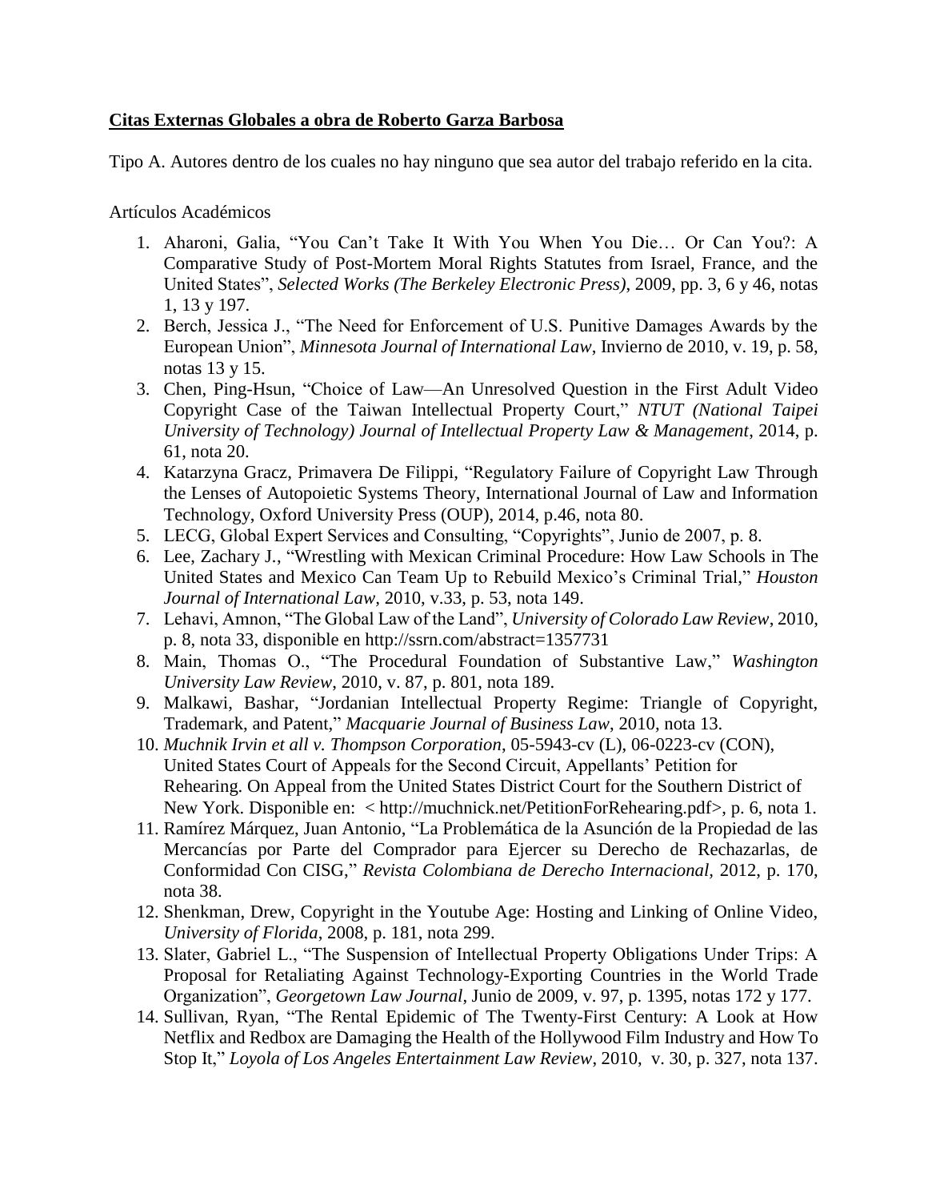**Citas Externas Globales a obra de Roberto Garza Barbosa**

Tipo A. Autores dentro de los cuales no hay ninguno que sea autor del trabajo referido en la cita.

Artículos Académicos

1. Aharoni, Galia, "You Can't Take It With You When You Die… Or Can You?: A Comparative Study of Post-Mortem Moral Rights Statutes from Israel, France, and the United States", *Selected Works (The Berkeley Electronic Press)*, 2009, pp. 3, 6 y 46, notas 1, 13 y 197.
2. Berch, Jessica J., "The Need for Enforcement of U.S. Punitive Damages Awards by the European Union", *Minnesota Journal of International Law*, Invierno de 2010, v. 19, p. 58, notas 13 y 15.
3. Chen, Ping-Hsun, "Choice of Law—An Unresolved Question in the First Adult Video Copyright Case of the Taiwan Intellectual Property Court," *NTUT (National Taipei University of Technology) Journal of Intellectual Property Law & Management*, 2014, p. 61, nota 20.
4. Katarzyna Gracz, Primavera De Filippi, "Regulatory Failure of Copyright Law Through the Lenses of Autopoietic Systems Theory, International Journal of Law and Information Technology, Oxford University Press (OUP), 2014, p.46, nota 80.
5. LECG, Global Expert Services and Consulting, "Copyrights", Junio de 2007, p. 8.
6. Lee, Zachary J., "Wrestling with Mexican Criminal Procedure: How Law Schools in The United States and Mexico Can Team Up to Rebuild Mexico's Criminal Trial," *Houston Journal of International Law*, 2010, v.33, p. 53, nota 149.
7. Lehavi, Amnon, "The Global Law of the Land", *University of Colorado Law Review*, 2010, p. 8, nota 33, disponible en http://ssrn.com/abstract=1357731
8. Main, Thomas O., "The Procedural Foundation of Substantive Law," *Washington University Law Review*, 2010, v. 87, p. 801, nota 189.
9. Malkawi, Bashar, "Jordanian Intellectual Property Regime: Triangle of Copyright, Trademark, and Patent," *Macquarie Journal of Business Law*, 2010, nota 13.
10. *Muchnik Irvin et all v. Thompson Corporation*, 05-5943-cv (L), 06-0223-cv (CON), United States Court of Appeals for the Second Circuit, Appellants' Petition for Rehearing. On Appeal from the United States District Court for the Southern District of New York. Disponible en: < http://muchnick.net/PetitionForRehearing.pdf>, p. 6, nota 1.
11. Ramírez Márquez, Juan Antonio, "La Problemática de la Asunción de la Propiedad de las Mercancías por Parte del Comprador para Ejercer su Derecho de Rechazarlas, de Conformidad Con CISG," *Revista Colombiana de Derecho Internacional*, 2012, p. 170, nota 38.
12. Shenkman, Drew, Copyright in the Youtube Age: Hosting and Linking of Online Video, *University of Florida*, 2008, p. 181, nota 299.
13. Slater, Gabriel L., "The Suspension of Intellectual Property Obligations Under Trips: A Proposal for Retaliating Against Technology-Exporting Countries in the World Trade Organization", *Georgetown Law Journal*, Junio de 2009, v. 97, p. 1395, notas 172 y 177.
14. Sullivan, Ryan, "The Rental Epidemic of The Twenty-First Century: A Look at How Netflix and Redbox are Damaging the Health of the Hollywood Film Industry and How To Stop It," *Loyola of Los Angeles Entertainment Law Review*, 2010, v. 30, p. 327, nota 137.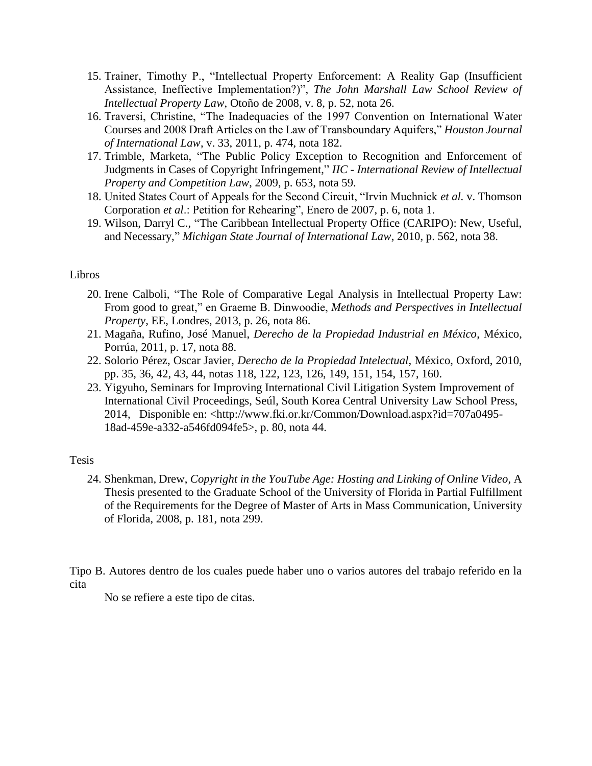15. Trainer, Timothy P., "Intellectual Property Enforcement: A Reality Gap (Insufficient Assistance, Ineffective Implementation?)", *The John Marshall Law School Review of Intellectual Property Law*, Otoño de 2008, v. 8, p. 52, nota 26.
16. Traversi, Christine, "The Inadequacies of the 1997 Convention on International Water Courses and 2008 Draft Articles on the Law of Transboundary Aquifers," *Houston Journal of International Law*, v. 33, 2011, p. 474, nota 182.
17. Trimble, Marketa, "The Public Policy Exception to Recognition and Enforcement of Judgments in Cases of Copyright Infringement," *IIC - International Review of Intellectual Property and Competition Law*, 2009, p. 653, nota 59.
18. United States Court of Appeals for the Second Circuit, "Irvin Muchnick *et al.* v. Thomson Corporation *et al*.: Petition for Rehearing", Enero de 2007, p. 6, nota 1.
19. Wilson, Darryl C., "The Caribbean Intellectual Property Office (CARIPO): New, Useful, and Necessary," *Michigan State Journal of International Law*, 2010, p. 562, nota 38.

Libros

20. Irene Calboli, "The Role of Comparative Legal Analysis in Intellectual Property Law: From good to great," en Graeme B. Dinwoodie, *Methods and Perspectives in Intellectual Property*, EE, Londres, 2013, p. 26, nota 86.
21. Magaña, Rufino, José Manuel, *Derecho de la Propiedad Industrial en México*, México, Porrúa, 2011, p. 17, nota 88.
22. Solorio Pérez, Oscar Javier, *Derecho de la Propiedad Intelectual*, México, Oxford, 2010, pp. 35, 36, 42, 43, 44, notas 118, 122, 123, 126, 149, 151, 154, 157, 160.
23. Yigyuho, Seminars for Improving International Civil Litigation System Improvement of International Civil Proceedings, Seúl, South Korea Central University Law School Press, 2014, Disponible en: <http://www.fki.or.kr/Common/Download.aspx?id=707a0495-18ad-459e-a332-a546fd094fe5>, p. 80, nota 44.

Tesis

24. Shenkman, Drew, *Copyright in the YouTube Age: Hosting and Linking of Online Video*, A Thesis presented to the Graduate School of the University of Florida in Partial Fulfillment of the Requirements for the Degree of Master of Arts in Mass Communication, University of Florida, 2008, p. 181, nota 299.

Tipo B. Autores dentro de los cuales puede haber uno o varios autores del trabajo referido en la cita

No se refiere a este tipo de citas.